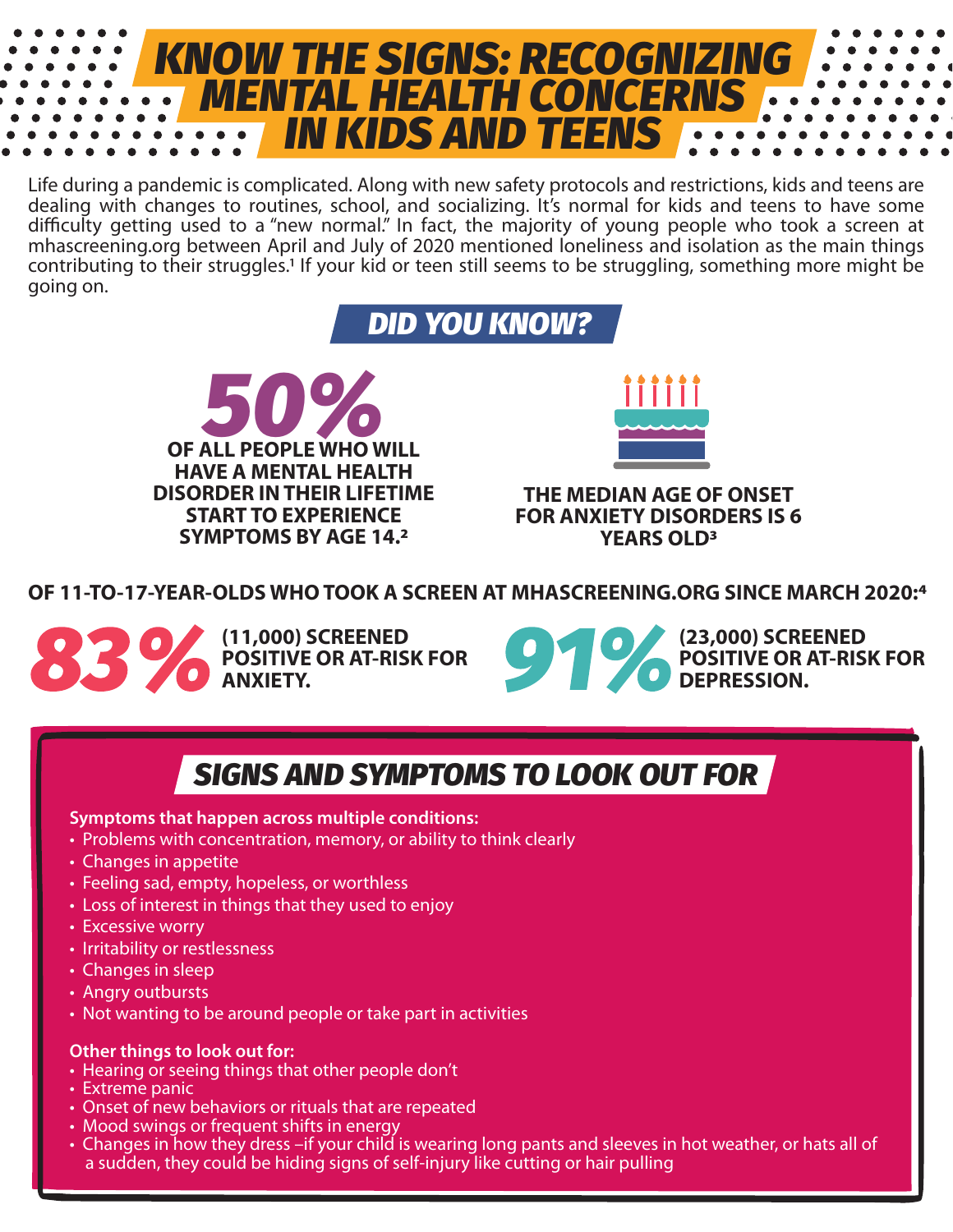# KNOW THE SIGNS: RECOGNIZING MENTAL HEALTH CONCERNS IN KIDS AND TEENS

Life during a pandemic is complicated. Along with new safety protocols and restrictions, kids and teens are dealing with changes to routines, school, and socializing. It's normal for kids and teens to have some difficulty getting used to a "new normal." In fact, the majority of young people who took a screen at mhascreening.org between April and July of 2020 mentioned loneliness and isolation as the main things contributing to their struggles.[1] If your kid or teen still seems to be struggling, something more might be going on.

## DID YOU KNOW?

**50%** OF ALL PEOPLE WHO WILL HAVE A MENTAL HEALTH DISORDER IN THEIR LIFETIME START TO EXPERIENCE SYMPTOMS BY AGE 14.[2]

THE MEDIAN AGE OF ONSET FOR ANXIETY DISORDERS IS 6 YEARS OLD[3]

**OF 11-TO-17-YEAR-OLDS WHO TOOK A SCREEN AT MHASCREENING.ORG SINCE MARCH 2020:[4]**

**83%** (11,000) SCREENED POSITIVE OR AT-RISK FOR ANXIETY.

**91%** (23,000) SCREENED POSITIVE OR AT-RISK FOR DEPRESSION.

## SIGNS AND SYMPTOMS TO LOOK OUT FOR

**Symptoms that happen across multiple conditions:**

- Problems with concentration, memory, or ability to think clearly
- Changes in appetite
- Feeling sad, empty, hopeless, or worthless
- Loss of interest in things that they used to enjoy
- Excessive worry
- Irritability or restlessness
- Changes in sleep
- Angry outbursts
- Not wanting to be around people or take part in activities

**Other things to look out for:**

- Hearing or seeing things that other people don't
- Extreme panic
- Onset of new behaviors or rituals that are repeated
- Mood swings or frequent shifts in energy
- Changes in how they dress –if your child is wearing long pants and sleeves in hot weather, or hats all of a sudden, they could be hiding signs of self-injury like cutting or hair pulling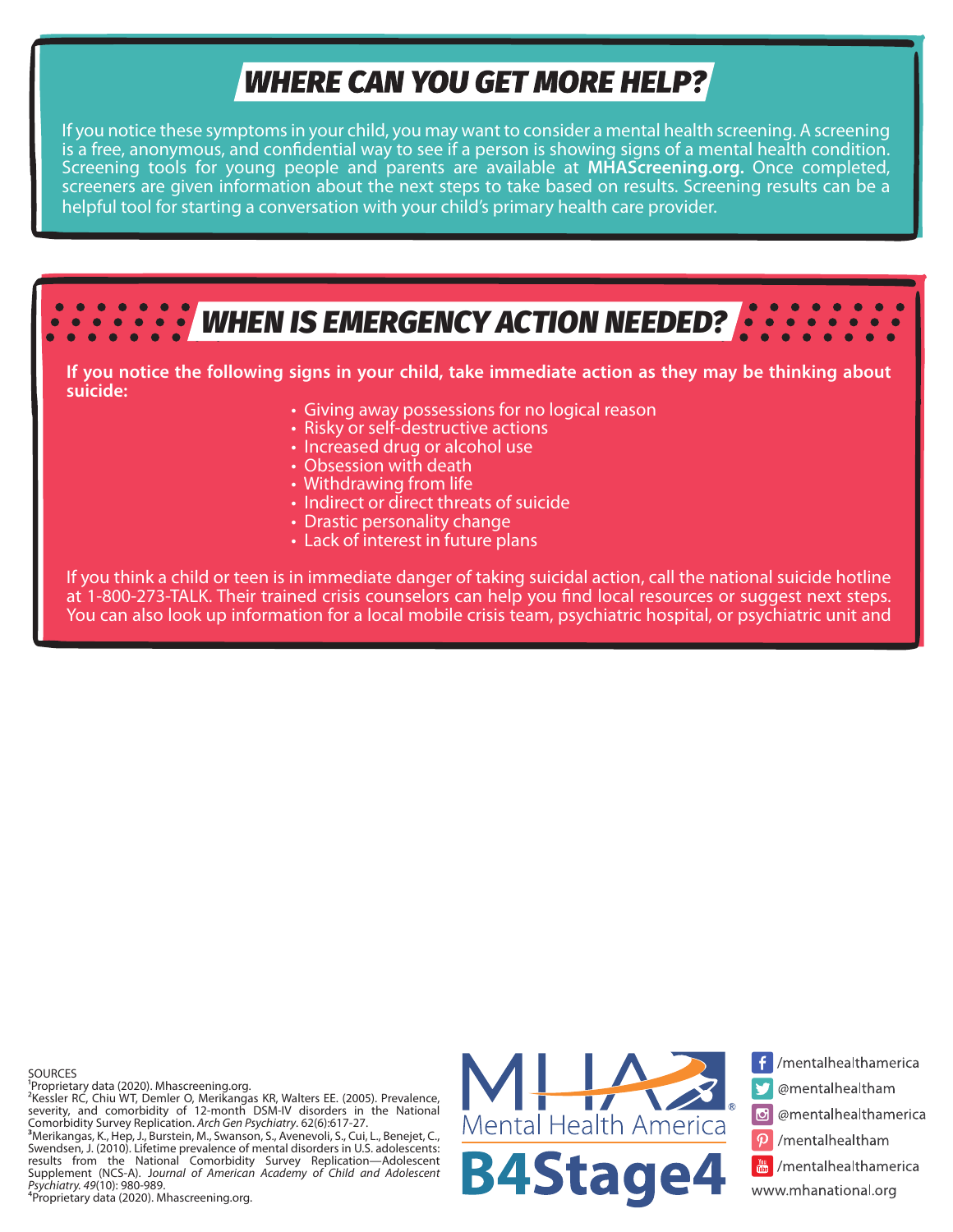## WHERE CAN YOU GET MORE HELP?

If you notice these symptoms in your child, you may want to consider a mental health screening. A screening is a free, anonymous, and confidential way to see if a person is showing signs of a mental health condition. Screening tools for young people and parents are available at **MHAScreening.org.** Once completed, screeners are given information about the next steps to take based on results. Screening results can be a helpful tool for starting a conversation with your child's primary health care provider.

## WHEN IS EMERGENCY ACTION NEEDED?

**If you notice the following signs in your child, take immediate action as they may be thinking about suicide:**

- Giving away possessions for no logical reason
- Risky or self-destructive actions
- Increased drug or alcohol use
- Obsession with death
- Withdrawing from life
- Indirect or direct threats of suicide
- Drastic personality change
- Lack of interest in future plans

If you think a child or teen is in immediate danger of taking suicidal action, call the national suicide hotline at 1-800-273-TALK. Their trained crisis counselors can help you find local resources or suggest next steps. You can also look up information for a local mobile crisis team, psychiatric hospital, or psychiatric unit and

SOURCES
[1]Proprietary data (2020). Mhascreening.org.
[2]Kessler RC, Chiu WT, Demler O, Merikangas KR, Walters EE. (2005). Prevalence, severity, and comorbidity of 12-month DSM-IV disorders in the National Comorbidity Survey Replication. *Arch Gen Psychiatry*. 62(6):617-27.
[3]Merikangas, K., Hep, J., Burstein, M., Swanson, S., Avenevoli, S., Cui, L., Benejet, C., Swendsen, J. (2010). Lifetime prevalence of mental disorders in U.S. adolescents: results from the National Comorbidity Survey Replication—Adolescent Supplement (NCS-A). *Journal of American Academy of Child and Adolescent Psychiatry. 49*(10): 980-989.
[4]Proprietary data (2020). Mhascreening.org.

MHA Mental Health America®
B4Stage4

/mentalhealthamerica
@mentalhealtham
@mentalhealthamerica
/mentalhealtham
/mentalhealthamerica
www.mhanational.org